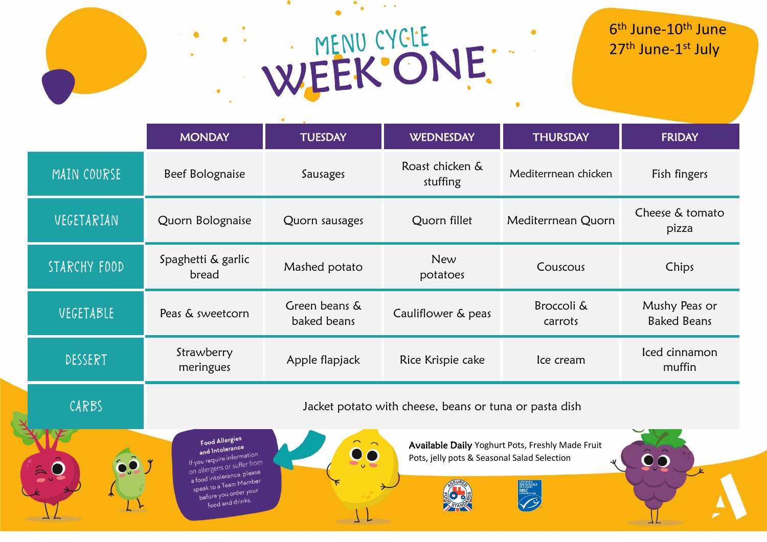# MENU CYCLE WEEK ONE

6th June-10th June
27th June-1st July

| | MONDAY | TUESDAY | WEDNESDAY | THURSDAY | FRIDAY |
|---|---|---|---|---|---|
| MAIN COURSE | Beef Bolognaise | Sausages | Roast chicken & stuffing | Mediterrnean chicken | Fish fingers |
| VEGETARIAN | Quorn Bolognaise | Quorn sausages | Quorn fillet | Mediterrnean Quorn | Cheese & tomato pizza |
| STARCHY FOOD | Spaghetti & garlic bread | Mashed potato | New potatoes | Couscous | Chips |
| VEGETABLE | Peas & sweetcorn | Green beans & baked beans | Cauliflower & peas | Broccoli & carrots | Mushy Peas or Baked Beans |
| DESSERT | Strawberry meringues | Apple flapjack | Rice Krispie cake | Ice cream | Iced cinnamon muffin |
| CARBS | Jacket potato with cheese, beans or tuna or pasta dish | | | | |

**Food Allergies and Intolerance**
If you require information on allergens or suffer from a food intolerance, please speak to a Team Member before you order your food and drinks.

**Available Daily** Yoghurt Pots, Freshly Made Fruit Pots, jelly pots & Seasonal Salad Selection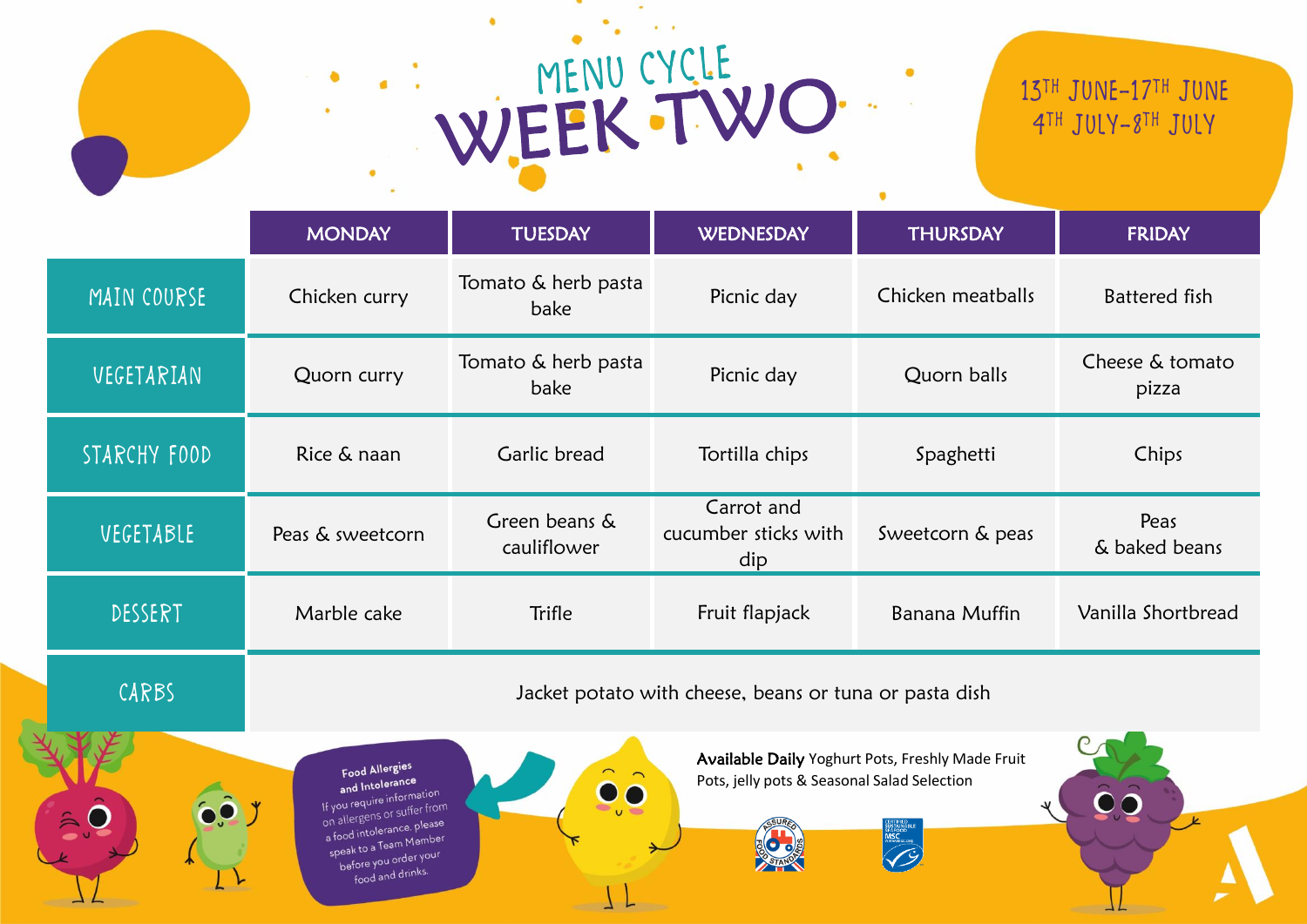# MENU CYCLE WEEK TWO

13[TH] JUNE–17[TH] JUNE
4[TH] JULY–8[TH] JULY

| | MONDAY | TUESDAY | WEDNESDAY | THURSDAY | FRIDAY |
|---|---|---|---|---|---|
| MAIN COURSE | Chicken curry | Tomato & herb pasta bake | Picnic day | Chicken meatballs | Battered fish |
| VEGETARIAN | Quorn curry | Tomato & herb pasta bake | Picnic day | Quorn balls | Cheese & tomato pizza |
| STARCHY FOOD | Rice & naan | Garlic bread | Tortilla chips | Spaghetti | Chips |
| VEGETABLE | Peas & sweetcorn | Green beans & cauliflower | Carrot and cucumber sticks with dip | Sweetcorn & peas | Peas & baked beans |
| DESSERT | Marble cake | Trifle | Fruit flapjack | Banana Muffin | Vanilla Shortbread |
| CARBS | Jacket potato with cheese, beans or tuna or pasta dish | | | | |

**Food Allergies and Intolerance**
If you require information on allergens or suffer from a food intolerance, please speak to a Team Member before you order your food and drinks.

**Available Daily** Yoghurt Pots, Freshly Made Fruit Pots, jelly pots & Seasonal Salad Selection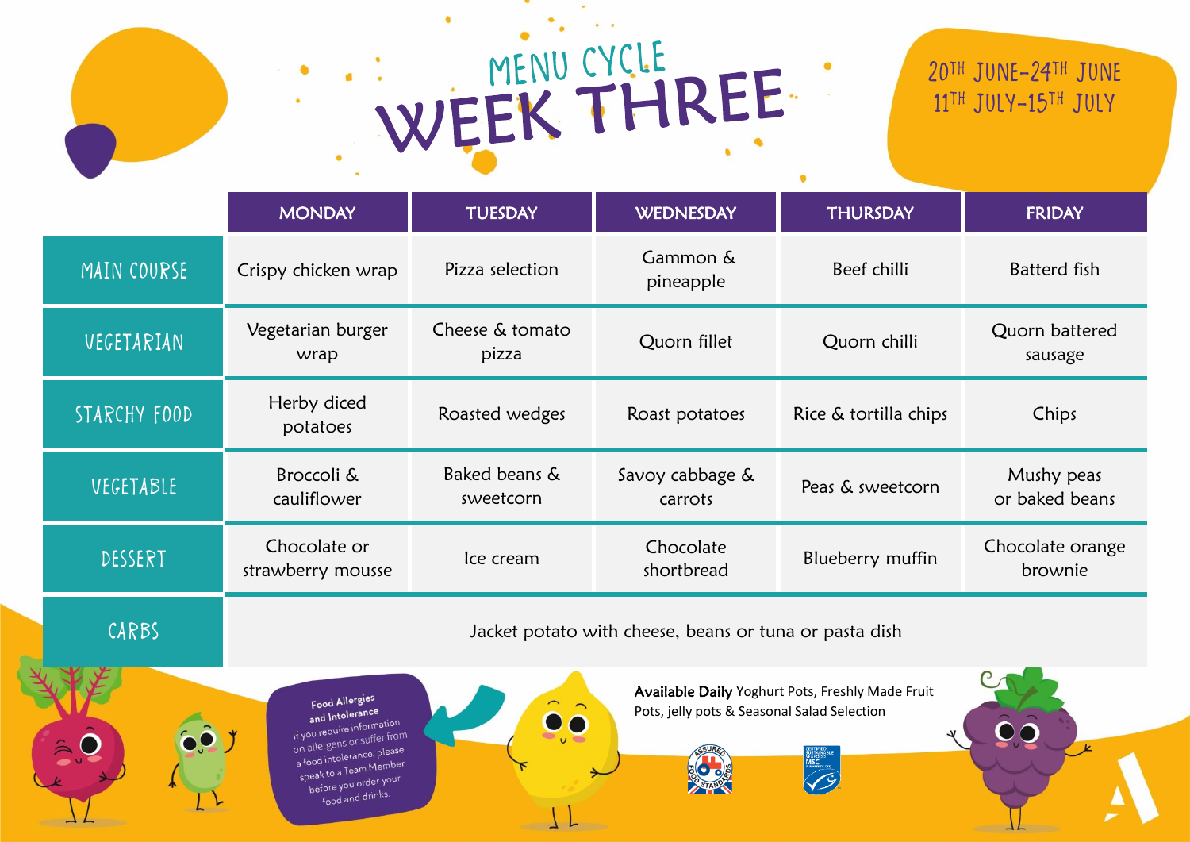# MENU CYCLE WEEK THREE

20TH JUNE–24TH JUNE
11TH JULY–15TH JULY

| | MONDAY | TUESDAY | WEDNESDAY | THURSDAY | FRIDAY |
|---|---|---|---|---|---|
| MAIN COURSE | Crispy chicken wrap | Pizza selection | Gammon & pineapple | Beef chilli | Batterd fish |
| VEGETARIAN | Vegetarian burger wrap | Cheese & tomato pizza | Quorn fillet | Quorn chilli | Quorn battered sausage |
| STARCHY FOOD | Herby diced potatoes | Roasted wedges | Roast potatoes | Rice & tortilla chips | Chips |
| VEGETABLE | Broccoli & cauliflower | Baked beans & sweetcorn | Savoy cabbage & carrots | Peas & sweetcorn | Mushy peas or baked beans |
| DESSERT | Chocolate or strawberry mousse | Ice cream | Chocolate shortbread | Blueberry muffin | Chocolate orange brownie |
| CARBS | Jacket potato with cheese, beans or tuna or pasta dish | | | | |

**Food Allergies and Intolerance**
If you require information on allergens or suffer from a food intolerance, please speak to a Team Member before you order your food and drinks.

**Available Daily** Yoghurt Pots, Freshly Made Fruit Pots, jelly pots & Seasonal Salad Selection